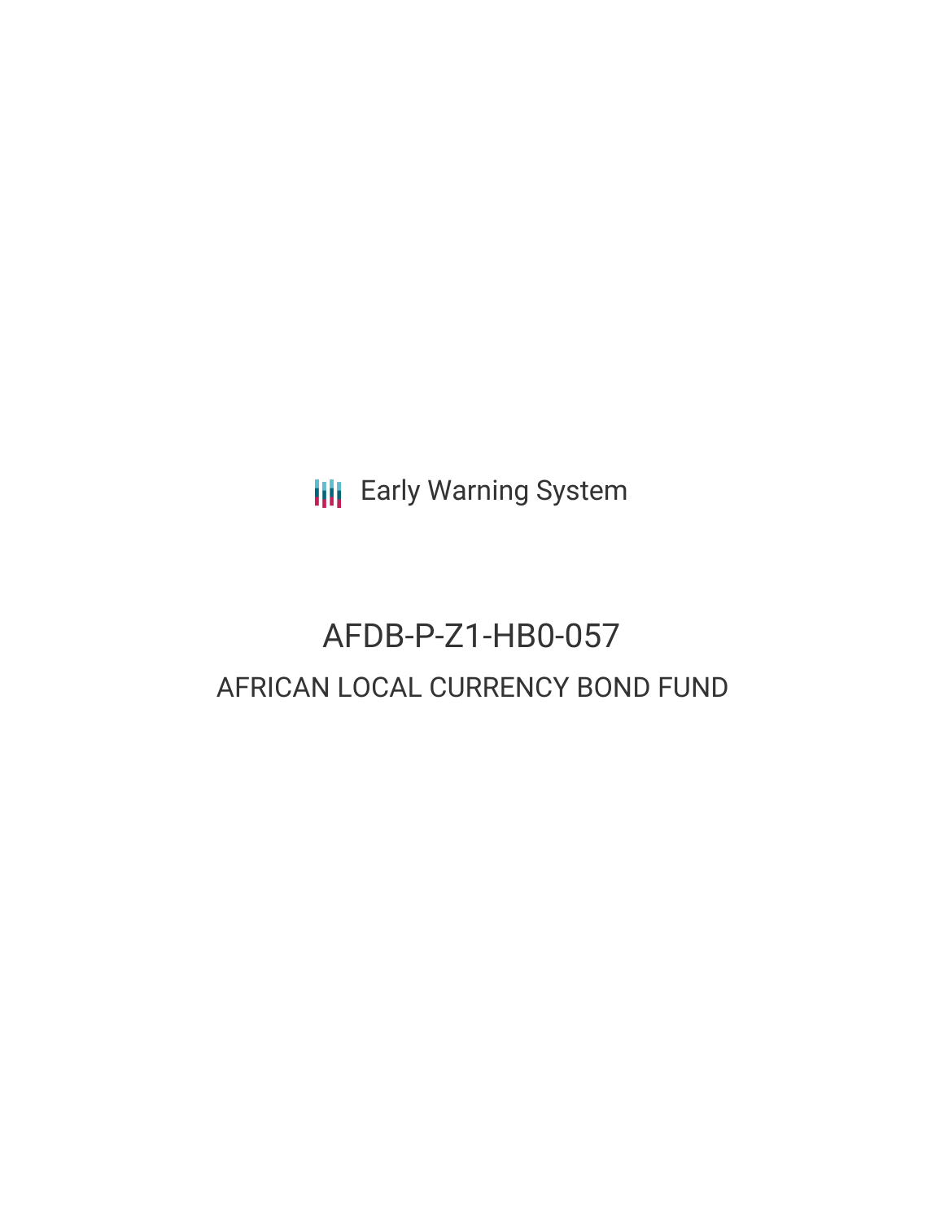Early Warning System

# AFDB-P-Z1-HB0-057

## AFRICAN LOCAL CURRENCY BOND FUND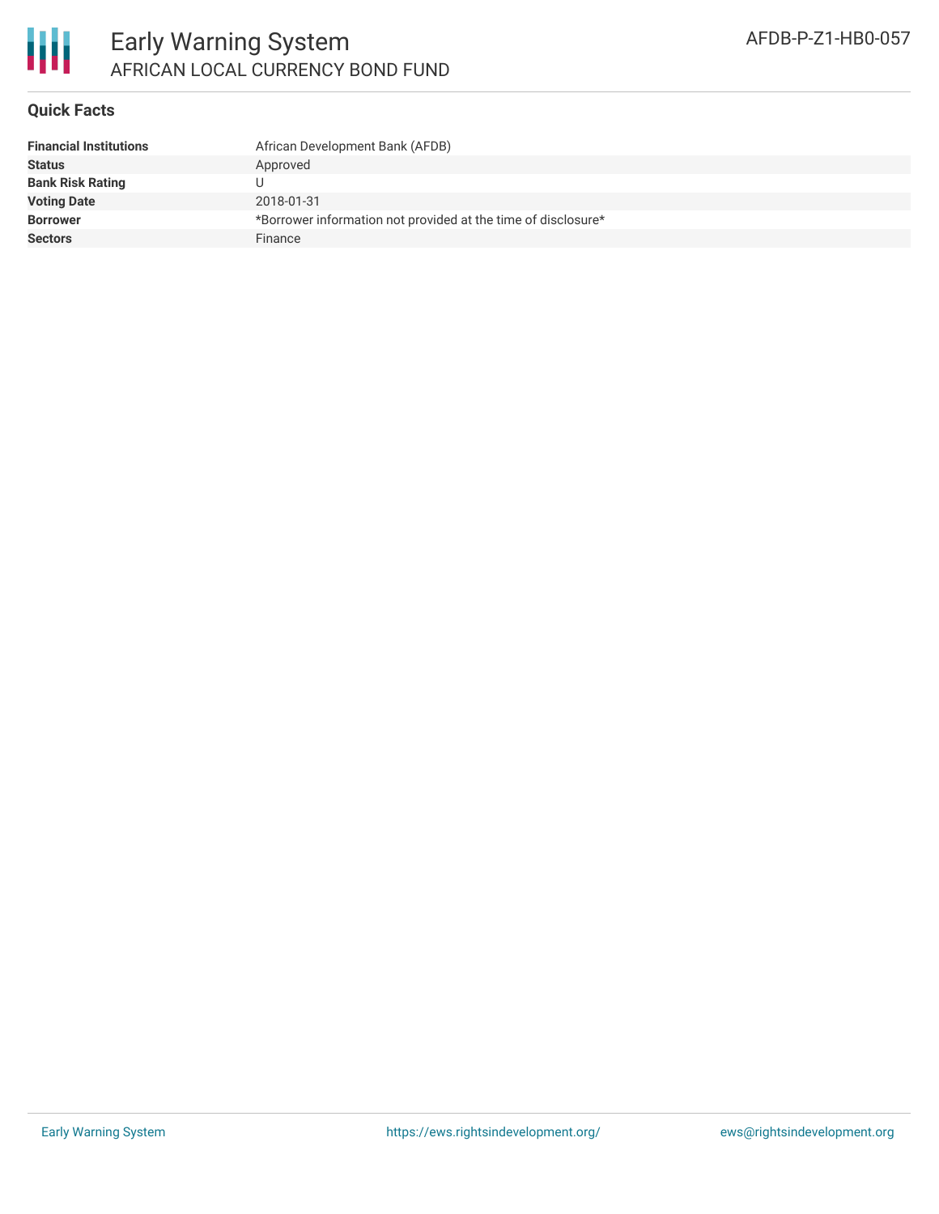# Early Warning System

## AFRICAN LOCAL CURRENCY BOND FUND

AFDB-P-Z1-HB0-057

### Quick Facts

| | |
|---|---|
| **Financial Institutions** | African Development Bank (AFDB) |
| **Status** | Approved |
| **Bank Risk Rating** | U |
| **Voting Date** | 2018-01-31 |
| **Borrower** | *Borrower information not provided at the time of disclosure* |
| **Sectors** | Finance |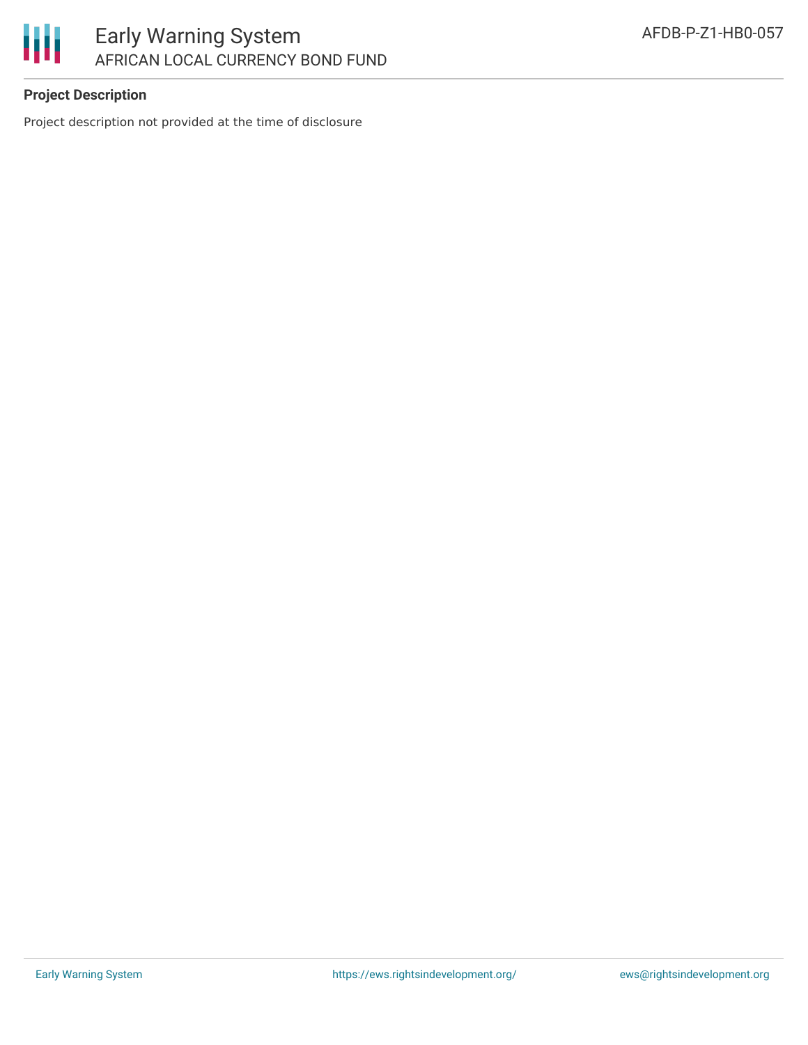**Project Description**

Project description not provided at the time of disclosure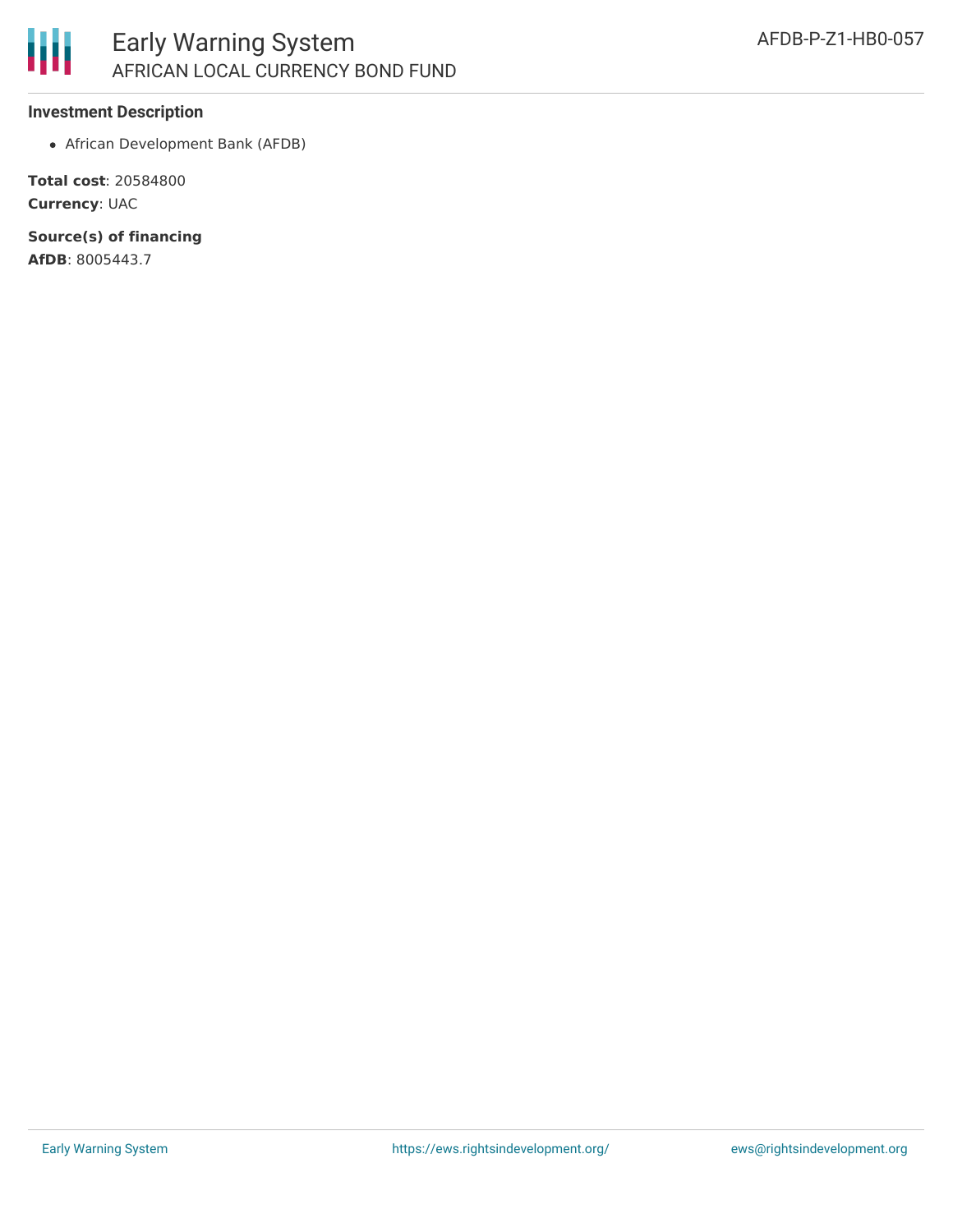### Investment Description

- African Development Bank (AFDB)

**Total cost**: 20584800

**Currency**: UAC

**Source(s) of financing**

**AfDB**: 8005443.7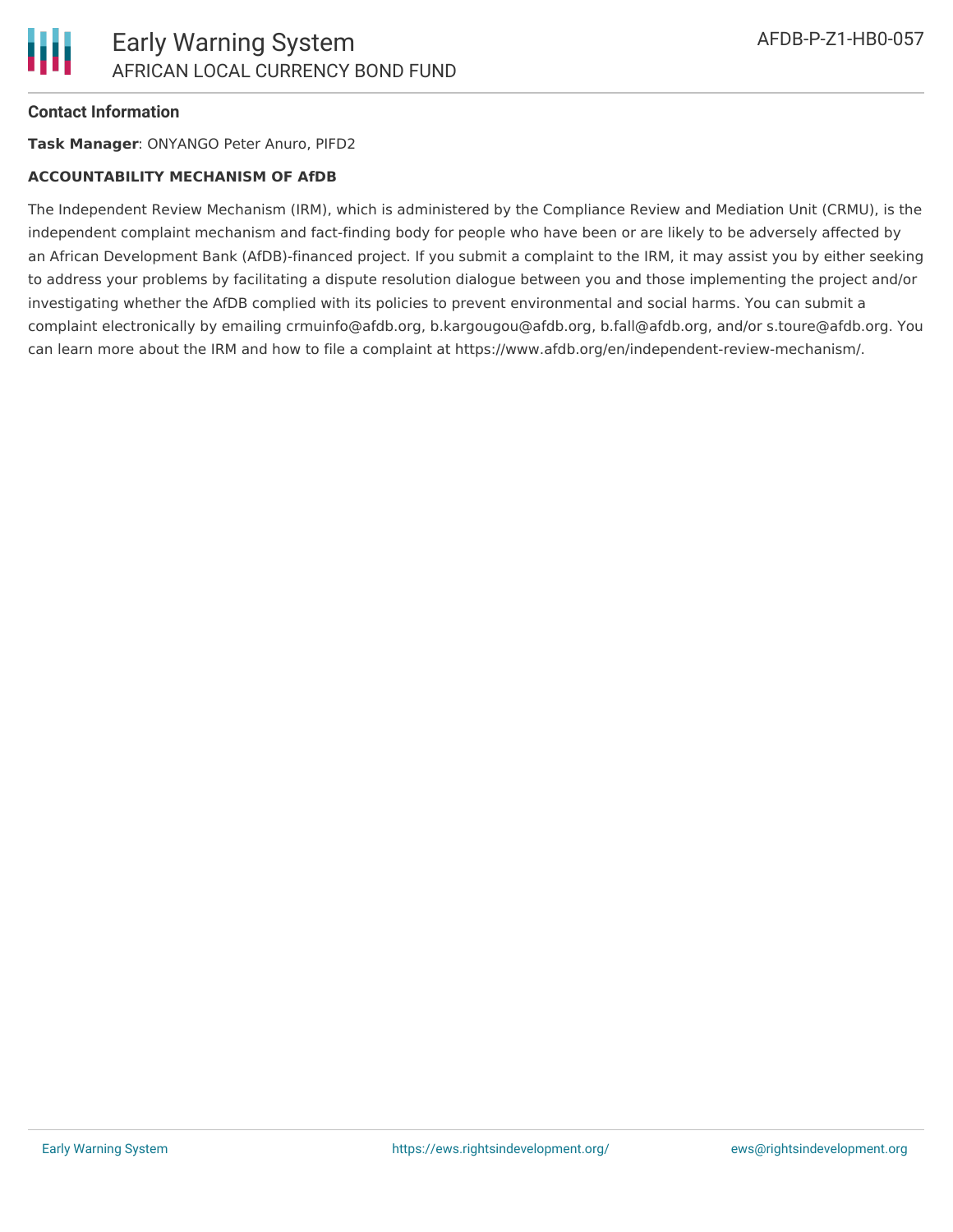### Contact Information

**Task Manager**: ONYANGO Peter Anuro, PIFD2

**ACCOUNTABILITY MECHANISM OF AfDB**

The Independent Review Mechanism (IRM), which is administered by the Compliance Review and Mediation Unit (CRMU), is the independent complaint mechanism and fact-finding body for people who have been or are likely to be adversely affected by an African Development Bank (AfDB)-financed project. If you submit a complaint to the IRM, it may assist you by either seeking to address your problems by facilitating a dispute resolution dialogue between you and those implementing the project and/or investigating whether the AfDB complied with its policies to prevent environmental and social harms. You can submit a complaint electronically by emailing crmuinfo@afdb.org, b.kargougou@afdb.org, b.fall@afdb.org, and/or s.toure@afdb.org. You can learn more about the IRM and how to file a complaint at https://www.afdb.org/en/independent-review-mechanism/.